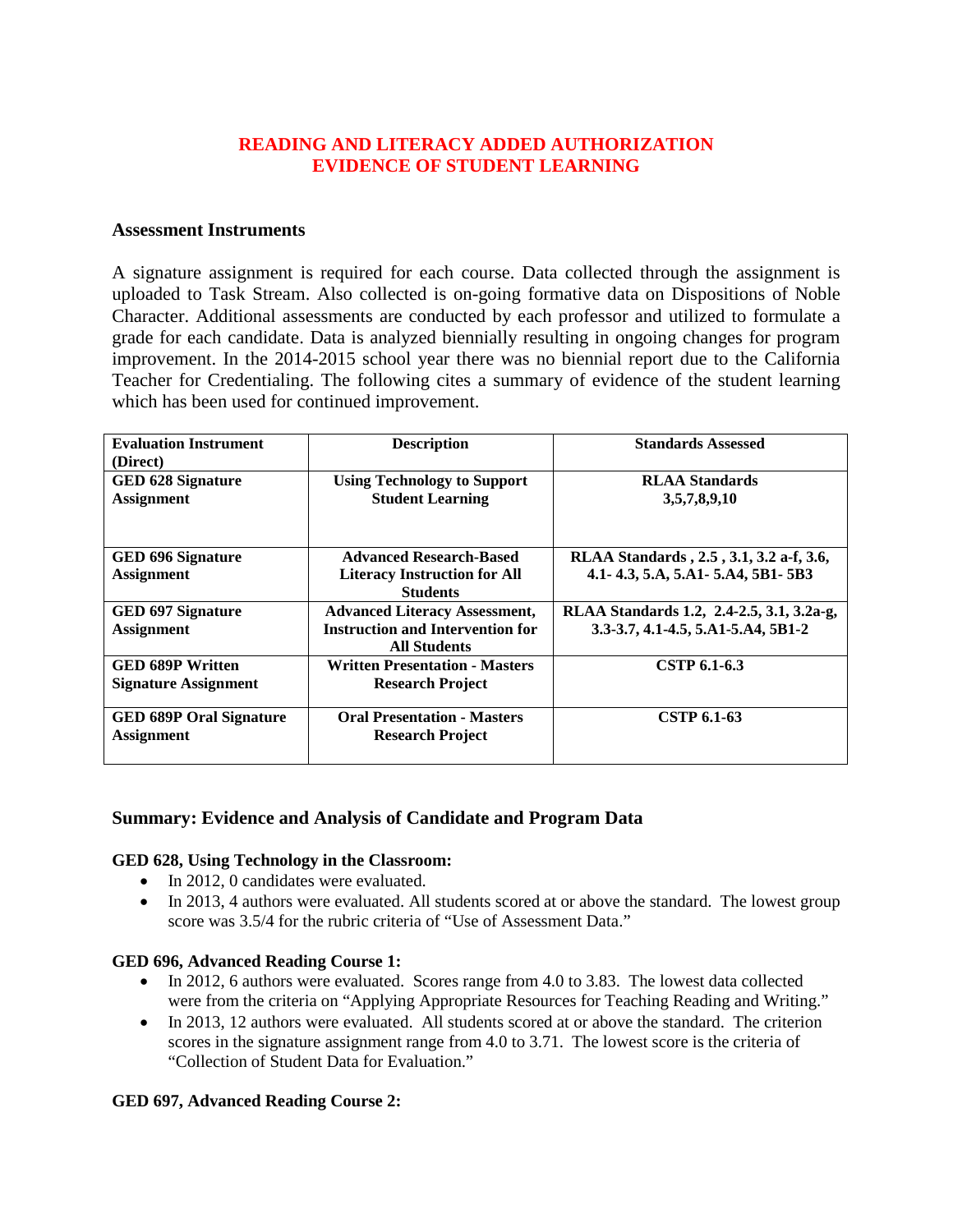# READING AND LITERACY ADDED AUTHORIZATION
# EVIDENCE OF STUDENT LEARNING

### Assessment Instruments

A signature assignment is required for each course. Data collected through the assignment is uploaded to Task Stream. Also collected is on-going formative data on Dispositions of Noble Character. Additional assessments are conducted by each professor and utilized to formulate a grade for each candidate. Data is analyzed biennially resulting in ongoing changes for program improvement. In the 2014-2015 school year there was no biennial report due to the California Teacher for Credentialing. The following cites a summary of evidence of the student learning which has been used for continued improvement.

| Evaluation Instrument (Direct) | Description | Standards Assessed |
|---|---|---|
| **GED 628 Signature Assignment** | **Using Technology to Support Student Learning** | **RLAA Standards 3,5,7,8,9,10** |
| **GED 696 Signature Assignment** | **Advanced Research-Based Literacy Instruction for All Students** | **RLAA Standards , 2.5 , 3.1, 3.2 a-f, 3.6, 4.1- 4.3, 5.A, 5.A1- 5.A4, 5B1- 5B3** |
| **GED 697 Signature Assignment** | **Advanced Literacy Assessment, Instruction and Intervention for All Students** | **RLAA Standards 1.2, 2.4-2.5, 3.1, 3.2a-g, 3.3-3.7, 4.1-4.5, 5.A1-5.A4, 5B1-2** |
| **GED 689P Written Signature Assignment** | **Written Presentation - Masters Research Project** | **CSTP 6.1-6.3** |
| **GED 689P Oral Signature Assignment** | **Oral Presentation - Masters Research Project** | **CSTP 6.1-63** |

### Summary: Evidence and Analysis of Candidate and Program Data

**GED 628, Using Technology in the Classroom:**

- In 2012, 0 candidates were evaluated.
- In 2013, 4 authors were evaluated. All students scored at or above the standard. The lowest group score was 3.5/4 for the rubric criteria of "Use of Assessment Data."

**GED 696, Advanced Reading Course 1:**

- In 2012, 6 authors were evaluated. Scores range from 4.0 to 3.83. The lowest data collected were from the criteria on "Applying Appropriate Resources for Teaching Reading and Writing."
- In 2013, 12 authors were evaluated. All students scored at or above the standard. The criterion scores in the signature assignment range from 4.0 to 3.71. The lowest score is the criteria of "Collection of Student Data for Evaluation."

**GED 697, Advanced Reading Course 2:**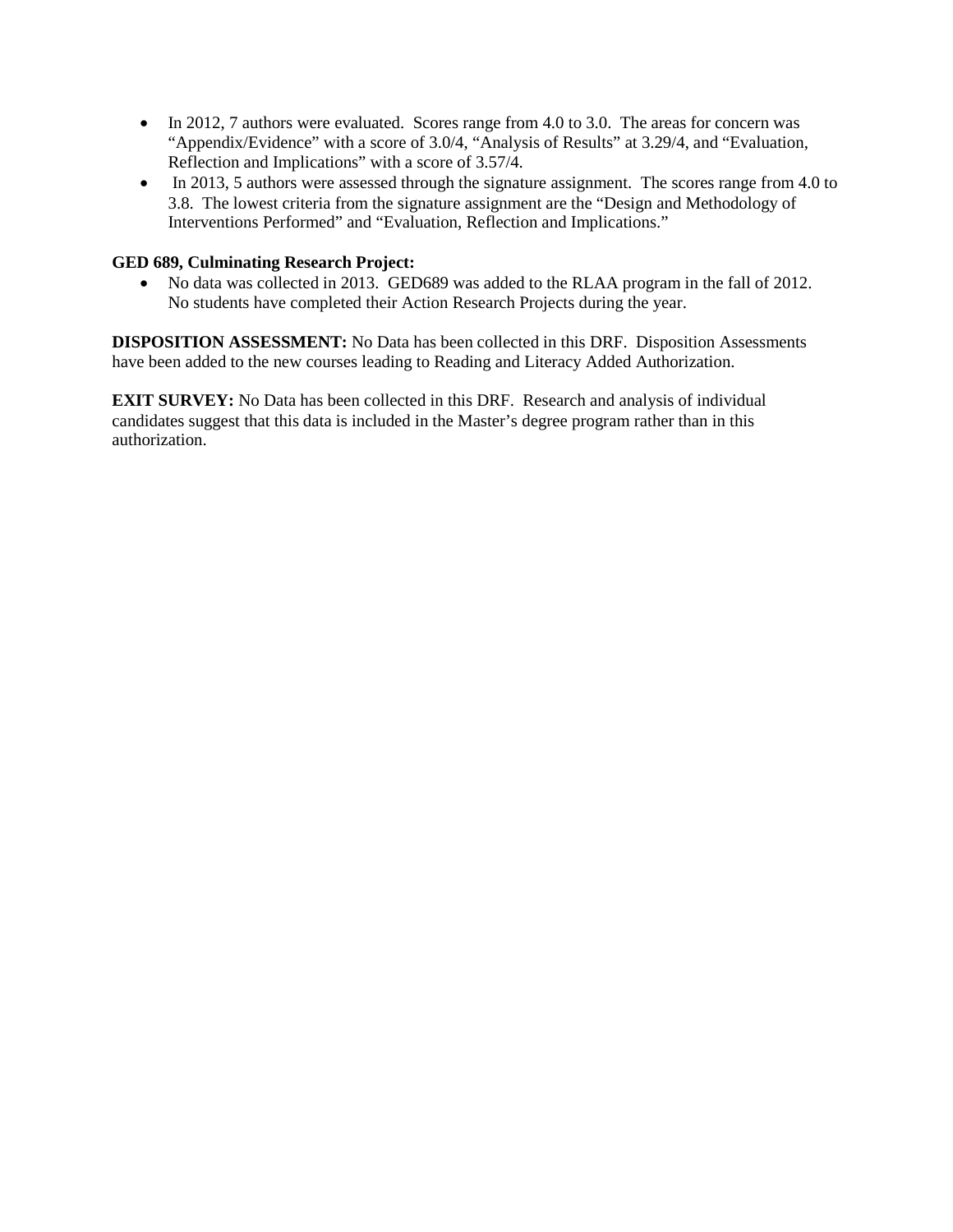- In 2012, 7 authors were evaluated. Scores range from 4.0 to 3.0. The areas for concern was "Appendix/Evidence" with a score of 3.0/4, "Analysis of Results" at 3.29/4, and "Evaluation, Reflection and Implications" with a score of 3.57/4.
- In 2013, 5 authors were assessed through the signature assignment. The scores range from 4.0 to 3.8. The lowest criteria from the signature assignment are the "Design and Methodology of Interventions Performed" and "Evaluation, Reflection and Implications."

**GED 689, Culminating Research Project:**

- No data was collected in 2013. GED689 was added to the RLAA program in the fall of 2012. No students have completed their Action Research Projects during the year.

**DISPOSITION ASSESSMENT:** No Data has been collected in this DRF. Disposition Assessments have been added to the new courses leading to Reading and Literacy Added Authorization.

**EXIT SURVEY:** No Data has been collected in this DRF. Research and analysis of individual candidates suggest that this data is included in the Master's degree program rather than in this authorization.